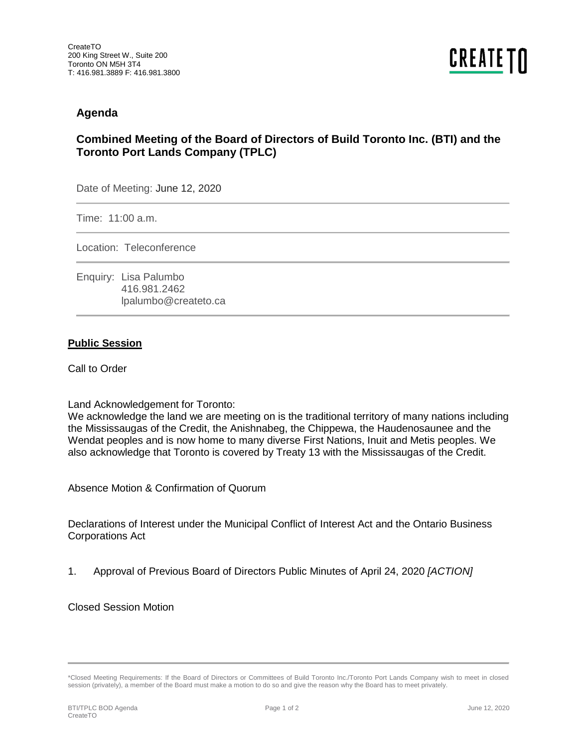CreateTO
200 King Street W., Suite 200
Toronto ON M5H 3T4
T: 416.981.3889 F: 416.981.3800

CREATE TO

## Agenda

### Combined Meeting of the Board of Directors of Build Toronto Inc. (BTI) and the Toronto Port Lands Company (TPLC)

Date of Meeting: June 12, 2020

Time: 11:00 a.m.

Location: Teleconference

Enquiry: Lisa Palumbo
416.981.2462
lpalumbo@createto.ca

**Public Session**

Call to Order

Land Acknowledgement for Toronto:
We acknowledge the land we are meeting on is the traditional territory of many nations including the Mississaugas of the Credit, the Anishnabeg, the Chippewa, the Haudenosaunee and the Wendat peoples and is now home to many diverse First Nations, Inuit and Metis peoples. We also acknowledge that Toronto is covered by Treaty 13 with the Mississaugas of the Credit.

Absence Motion & Confirmation of Quorum

Declarations of Interest under the Municipal Conflict of Interest Act and the Ontario Business Corporations Act

1. Approval of Previous Board of Directors Public Minutes of April 24, 2020 *[ACTION]*

Closed Session Motion

*Closed Meeting Requirements: If the Board of Directors or Committees of Build Toronto Inc./Toronto Port Lands Company wish to meet in closed session (privately), a member of the Board must make a motion to do so and give the reason why the Board has to meet privately.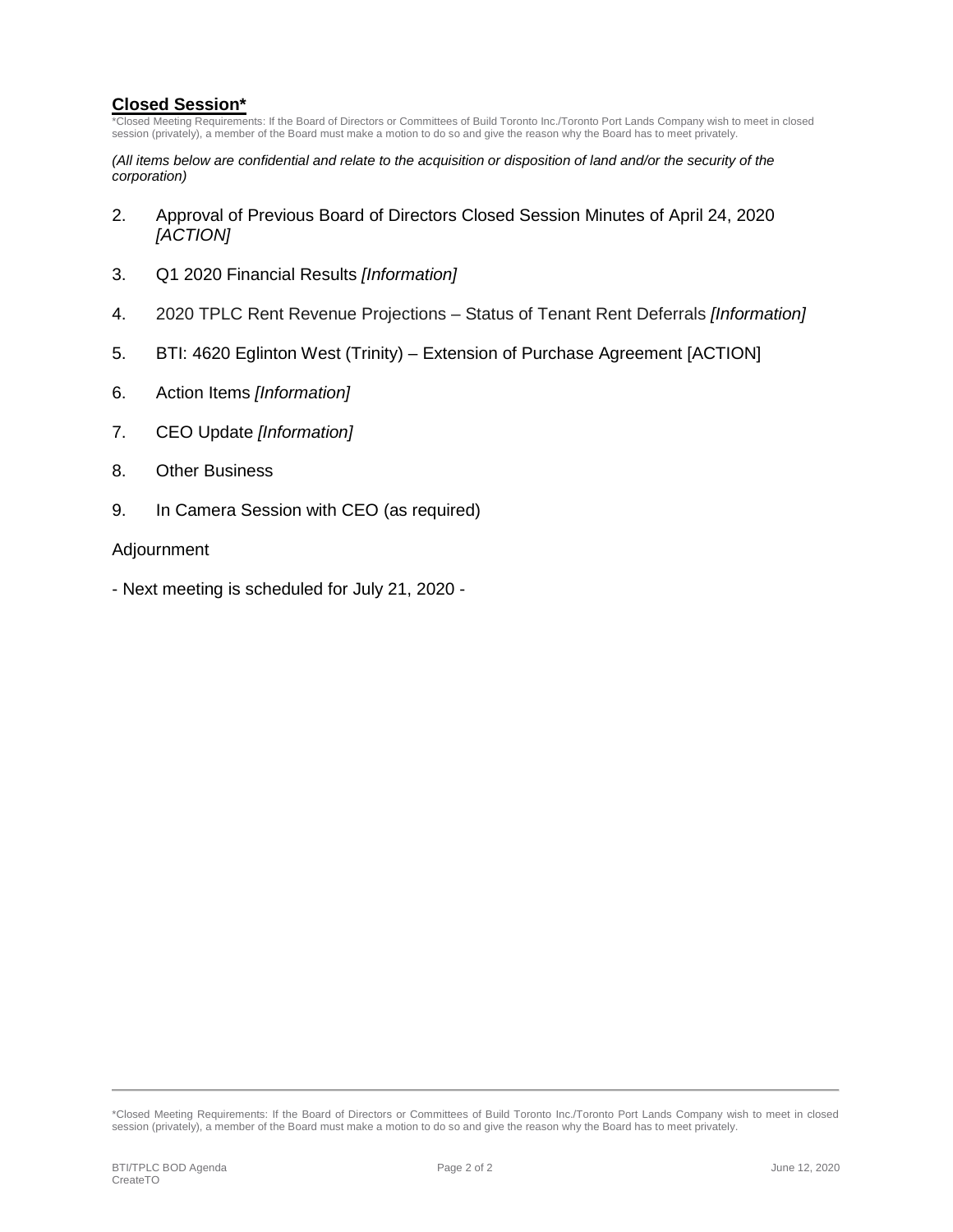## **Closed Session***

*Closed Meeting Requirements: If the Board of Directors or Committees of Build Toronto Inc./Toronto Port Lands Company wish to meet in closed session (privately), a member of the Board must make a motion to do so and give the reason why the Board has to meet privately.

*(All items below are confidential and relate to the acquisition or disposition of land and/or the security of the corporation)*

2. Approval of Previous Board of Directors Closed Session Minutes of April 24, 2020 *[ACTION]*

3. Q1 2020 Financial Results *[Information]*

4. 2020 TPLC Rent Revenue Projections – Status of Tenant Rent Deferrals *[Information]*

5. BTI: 4620 Eglinton West (Trinity) – Extension of Purchase Agreement [ACTION]

6. Action Items *[Information]*

7. CEO Update *[Information]*

8. Other Business

9. In Camera Session with CEO (as required)

Adjournment

- Next meeting is scheduled for July 21, 2020 -

---

*Closed Meeting Requirements: If the Board of Directors or Committees of Build Toronto Inc./Toronto Port Lands Company wish to meet in closed session (privately), a member of the Board must make a motion to do so and give the reason why the Board has to meet privately.